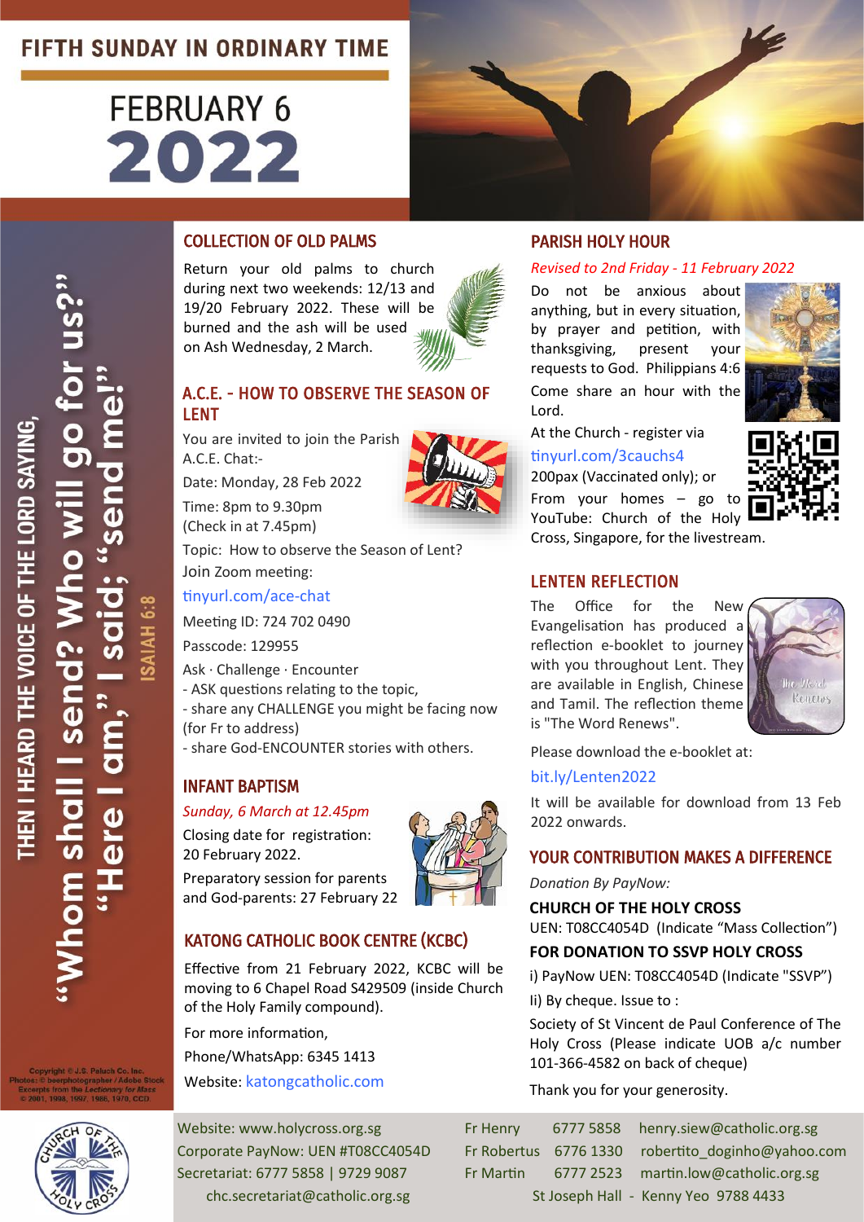# FIFTH SUNDAY IN ORDINARY TIME

# FEBRUARY 6 2022

THEN I HEARD THE VOICE OF THE LORD SAYING,

**"Whom shall I send? Who will go for us?" "Here I am," I said; "send me!"**

ISAIAH 6:8

Copyright © J.S. Paluch Co. Inc.
Photos: © beerphotographer / Adobe Stock
Excerpts from the *Lectionary for Mass* © 2001, 1998, 1997, 1986, 1970, CCD.

## COLLECTION OF OLD PALMS

Return your old palms to church during next two weekends: 12/13 and 19/20 February 2022. These will be burned and the ash will be used on Ash Wednesday, 2 March.

## A.C.E. - HOW TO OBSERVE THE SEASON OF LENT

You are invited to join the Parish A.C.E. Chat:-

Date: Monday, 28 Feb 2022

Time: 8pm to 9.30pm
(Check in at 7.45pm)

Topic: How to observe the Season of Lent?

Join Zoom meeting:

tinyurl.com/ace-chat

Meeting ID: 724 702 0490

Passcode: 129955

Ask · Challenge · Encounter

- ASK questions relating to the topic,
- share any CHALLENGE you might be facing now (for Fr to address)
- share God-ENCOUNTER stories with others.

## INFANT BAPTISM

*Sunday, 6 March at 12.45pm*

Closing date for registration: 20 February 2022.

Preparatory session for parents and God-parents: 27 February 22

## KATONG CATHOLIC BOOK CENTRE (KCBC)

Effective from 21 February 2022, KCBC will be moving to 6 Chapel Road S429509 (inside Church of the Holy Family compound).

For more information,

Phone/WhatsApp: 6345 1413

Website: katongcatholic.com

## PARISH HOLY HOUR

*Revised to 2nd Friday - 11 February 2022*

Do not be anxious about anything, but in every situation, by prayer and petition, with thanksgiving, present your requests to God. Philippians 4:6

Come share an hour with the Lord.

At the Church - register via tinyurl.com/3cauchs4

200pax (Vaccinated only); or

From your homes – go to YouTube: Church of the Holy Cross, Singapore, for the livestream.

## LENTEN REFLECTION

The Office for the New Evangelisation has produced a reflection e-booklet to journey with you throughout Lent. They are available in English, Chinese and Tamil. The reflection theme is "The Word Renews".

Please download the e-booklet at:

bit.ly/Lenten2022

It will be available for download from 13 Feb 2022 onwards.

## YOUR CONTRIBUTION MAKES A DIFFERENCE

*Donation By PayNow:*

**CHURCH OF THE HOLY CROSS**

UEN: T08CC4054D (Indicate "Mass Collection")

**FOR DONATION TO SSVP HOLY CROSS**

i) PayNow UEN: T08CC4054D (Indicate "SSVP")

Ii) By cheque. Issue to :

Society of St Vincent de Paul Conference of The Holy Cross (Please indicate UOB a/c number 101-366-4582 on back of cheque)

Thank you for your generosity.

---

Website: www.holycross.org.sg
Corporate PayNow: UEN #T08CC4054D
Secretariat: 6777 5858 | 9729 9087
chc.secretariat@catholic.org.sg

| | | |
|---|---|---|
| Fr Henry | 6777 5858 | henry.siew@catholic.org.sg |
| Fr Robertus | 6776 1330 | robertito_doginho@yahoo.com |
| Fr Martin | 6777 2523 | martin.low@catholic.org.sg |

St Joseph Hall - Kenny Yeo 9788 4433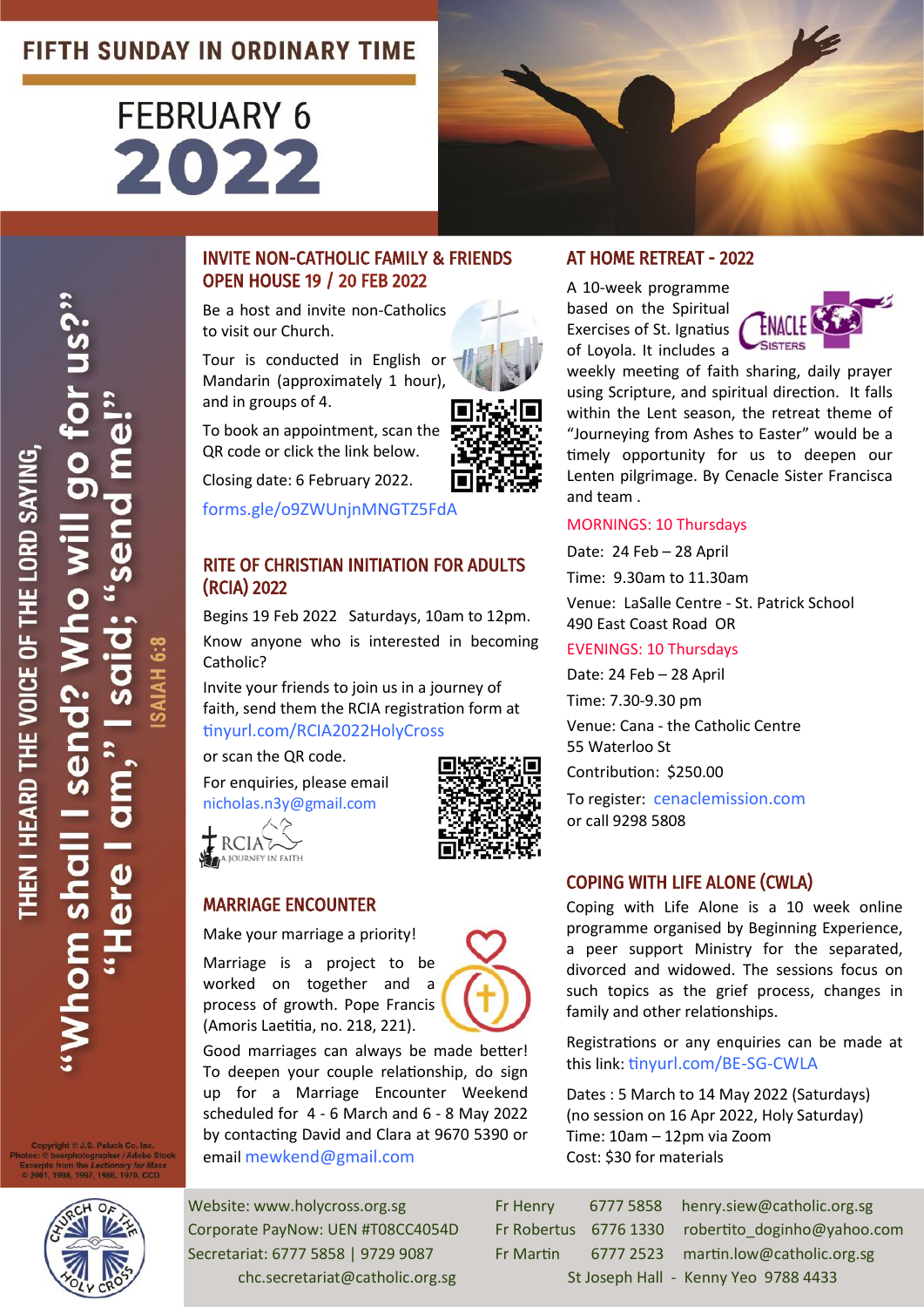# FIFTH SUNDAY IN ORDINARY TIME

## FEBRUARY 6 2022

THEN I HEARD THE VOICE OF THE LORD SAYING,

"Whom shall I send? Who will go for us?" "Here I am," I said; "send me!"

ISAIAH 6:8

## INVITE NON-CATHOLIC FAMILY & FRIENDS OPEN HOUSE 19 / 20 FEB 2022

Be a host and invite non-Catholics to visit our Church.

Tour is conducted in English or Mandarin (approximately 1 hour), and in groups of 4.

To book an appointment, scan the QR code or click the link below.

Closing date: 6 February 2022.

forms.gle/o9ZWUnjnMNGTZ5FdA

## RITE OF CHRISTIAN INITIATION FOR ADULTS (RCIA) 2022

Begins 19 Feb 2022 Saturdays, 10am to 12pm.

Know anyone who is interested in becoming Catholic?

Invite your friends to join us in a journey of faith, send them the RCIA registration form at tinyurl.com/RCIA2022HolyCross

or scan the QR code.

For enquiries, please email nicholas.n3y@gmail.com

RCIA A JOURNEY IN FAITH

## MARRIAGE ENCOUNTER

Make your marriage a priority!

Marriage is a project to be worked on together and a process of growth. Pope Francis (Amoris Laetitia, no. 218, 221).

Good marriages can always be made better! To deepen your couple relationship, do sign up for a Marriage Encounter Weekend scheduled for 4 - 6 March and 6 - 8 May 2022 by contacting David and Clara at 9670 5390 or email mewkend@gmail.com

## AT HOME RETREAT - 2022

A 10-week programme based on the Spiritual Exercises of St. Ignatius of Loyola. It includes a weekly meeting of faith sharing, daily prayer using Scripture, and spiritual direction. It falls within the Lent season, the retreat theme of "Journeying from Ashes to Easter" would be a timely opportunity for us to deepen our Lenten pilgrimage. By Cenacle Sister Francisca and team .

MORNINGS: 10 Thursdays

Date: 24 Feb – 28 April

Time: 9.30am to 11.30am

Venue: LaSalle Centre - St. Patrick School 490 East Coast Road OR

EVENINGS: 10 Thursdays

Date: 24 Feb – 28 April

Time: 7.30-9.30 pm

Venue: Cana - the Catholic Centre 55 Waterloo St

Contribution: $250.00

To register: cenaclemission.com or call 9298 5808

## COPING WITH LIFE ALONE (CWLA)

Coping with Life Alone is a 10 week online programme organised by Beginning Experience, a peer support Ministry for the separated, divorced and widowed. The sessions focus on such topics as the grief process, changes in family and other relationships.

Registrations or any enquiries can be made at this link: tinyurl.com/BE-SG-CWLA

Dates : 5 March to 14 May 2022 (Saturdays) (no session on 16 Apr 2022, Holy Saturday)
Time: 10am – 12pm via Zoom
Cost: $30 for materials

Copyright © J.S. Paluch Co. Inc. Photos: © beerphotographer / Adobe Stock Excerpts from the Lectionary for Mass © 2001, 1998, 1997, 1986, 1970, CCD.

Website: www.holycross.org.sg
Corporate PayNow: UEN #T08CC4054D
Secretariat: 6777 5858 | 9729 9087
chc.secretariat@catholic.org.sg

| | | |
|---|---|---|
| Fr Henry | 6777 5858 | henry.siew@catholic.org.sg |
| Fr Robertus | 6776 1330 | robertito_doginho@yahoo.com |
| Fr Martin | 6777 2523 | martin.low@catholic.org.sg |

St Joseph Hall - Kenny Yeo 9788 4433